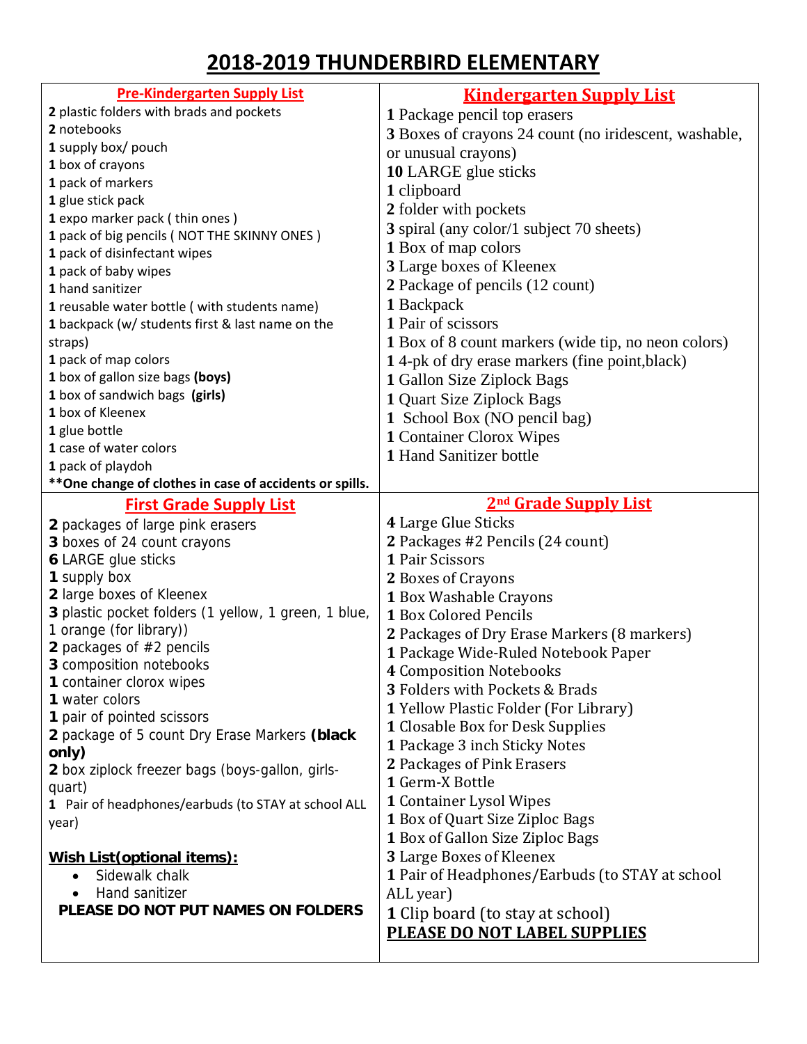# 2018-2019 THUNDERBIRD ELEMENTARY

## Pre-Kindergarten Supply List

**2** plastic folders with brads and pockets
**2** notebooks
**1** supply box/ pouch
**1** box of crayons
**1** pack of markers
**1** glue stick pack
**1** expo marker pack ( thin ones )
**1** pack of big pencils ( NOT THE SKINNY ONES )
**1** pack of disinfectant wipes
**1** pack of baby wipes
**1** hand sanitizer
**1** reusable water bottle ( with students name)
**1** backpack (w/ students first & last name on the straps)
**1** pack of map colors
**1** box of gallon size bags **(boys)**
**1** box of sandwich bags **(girls)**
**1** box of Kleenex
**1** glue bottle
**1** case of water colors
**1** pack of playdoh
****One change of clothes in case of accidents or spills.**

## Kindergarten Supply List

**1** Package pencil top erasers
**3** Boxes of crayons 24 count (no iridescent, washable, or unusual crayons)
**10** LARGE glue sticks
**1** clipboard
**2** folder with pockets
**3** spiral (any color/1 subject 70 sheets)
**1** Box of map colors
**3** Large boxes of Kleenex
**2** Package of pencils (12 count)
**1** Backpack
**1** Pair of scissors
**1** Box of 8 count markers (wide tip, no neon colors)
**1** 4-pk of dry erase markers (fine point,black)
**1** Gallon Size Ziplock Bags
**1** Quart Size Ziplock Bags
**1** School Box (NO pencil bag)
**1** Container Clorox Wipes
**1** Hand Sanitizer bottle

## First Grade Supply List

**2** packages of large pink erasers
**3** boxes of 24 count crayons
**6** LARGE glue sticks
**1** supply box
**2** large boxes of Kleenex
**3** plastic pocket folders (1 yellow, 1 green, 1 blue, 1 orange (for library))
**2** packages of #2 pencils
**3** composition notebooks
**1** container clorox wipes
**1** water colors
**1** pair of pointed scissors
**2** package of 5 count Dry Erase Markers **(black only)**
**2** box ziplock freezer bags (boys-gallon, girls-quart)
**1** Pair of headphones/earbuds (to STAY at school ALL year)

**Wish List(optional items):**

- Sidewalk chalk
- Hand sanitizer

**PLEASE DO NOT PUT NAMES ON FOLDERS**

## 2nd Grade Supply List

**4** Large Glue Sticks
**2** Packages #2 Pencils (24 count)
**1** Pair Scissors
**2** Boxes of Crayons
**1** Box Washable Crayons
**1** Box Colored Pencils
**2** Packages of Dry Erase Markers (8 markers)
**1** Package Wide-Ruled Notebook Paper
**4** Composition Notebooks
**3** Folders with Pockets & Brads
**1** Yellow Plastic Folder (For Library)
**1** Closable Box for Desk Supplies
**1** Package 3 inch Sticky Notes
**2** Packages of Pink Erasers
**1** Germ-X Bottle
**1** Container Lysol Wipes
**1** Box of Quart Size Ziploc Bags
**1** Box of Gallon Size Ziploc Bags
**3** Large Boxes of Kleenex
**1** Pair of Headphones/Earbuds (to STAY at school ALL year)
**1** Clip board (to stay at school)

**PLEASE DO NOT LABEL SUPPLIES**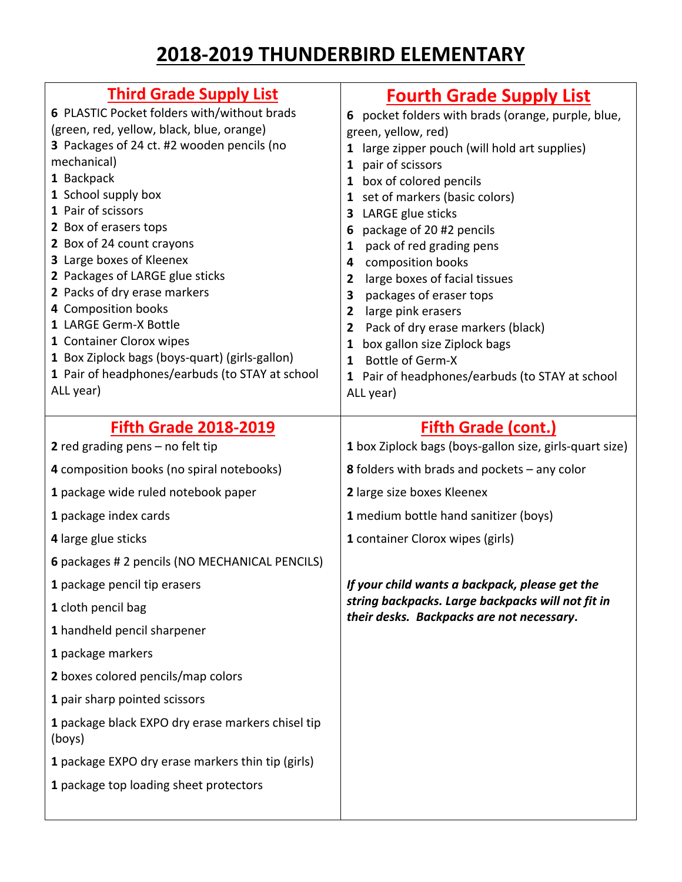# 2018-2019 THUNDERBIRD ELEMENTARY

## Third Grade Supply List

**6** PLASTIC Pocket folders with/without brads (green, red, yellow, black, blue, orange)
**3** Packages of 24 ct. #2 wooden pencils (no mechanical)
**1** Backpack
**1** School supply box
**1** Pair of scissors
**2** Box of erasers tops
**2** Box of 24 count crayons
**3** Large boxes of Kleenex
**2** Packages of LARGE glue sticks
**2** Packs of dry erase markers
**4** Composition books
**1** LARGE Germ-X Bottle
**1** Container Clorox wipes
**1** Box Ziplock bags (boys-quart) (girls-gallon)
**1** Pair of headphones/earbuds (to STAY at school ALL year)

## Fourth Grade Supply List

**6** pocket folders with brads (orange, purple, blue, green, yellow, red)
**1** large zipper pouch (will hold art supplies)
**1** pair of scissors
**1** box of colored pencils
**1** set of markers (basic colors)
**3** LARGE glue sticks
**6** package of 20 #2 pencils
**1** pack of red grading pens
**4** composition books
**2** large boxes of facial tissues
**3** packages of eraser tops
**2** large pink erasers
**2** Pack of dry erase markers (black)
**1** box gallon size Ziplock bags
**1** Bottle of Germ-X
**1** Pair of headphones/earbuds (to STAY at school ALL year)

## Fifth Grade 2018-2019

**2** red grading pens – no felt tip

**4** composition books (no spiral notebooks)

**1** package wide ruled notebook paper

**1** package index cards

**4** large glue sticks

**6** packages # 2 pencils (NO MECHANICAL PENCILS)

**1** package pencil tip erasers

**1** cloth pencil bag

**1** handheld pencil sharpener

**1** package markers

**2** boxes colored pencils/map colors

**1** pair sharp pointed scissors

**1** package black EXPO dry erase markers chisel tip (boys)

**1** package EXPO dry erase markers thin tip (girls)

**1** package top loading sheet protectors

## Fifth Grade (cont.)

**1** box Ziplock bags (boys-gallon size, girls-quart size)

**8** folders with brads and pockets – any color

**2** large size boxes Kleenex

**1** medium bottle hand sanitizer (boys)

**1** container Clorox wipes (girls)

***If your child wants a backpack, please get the string backpacks. Large backpacks will not fit in their desks. Backpacks are not necessary.***